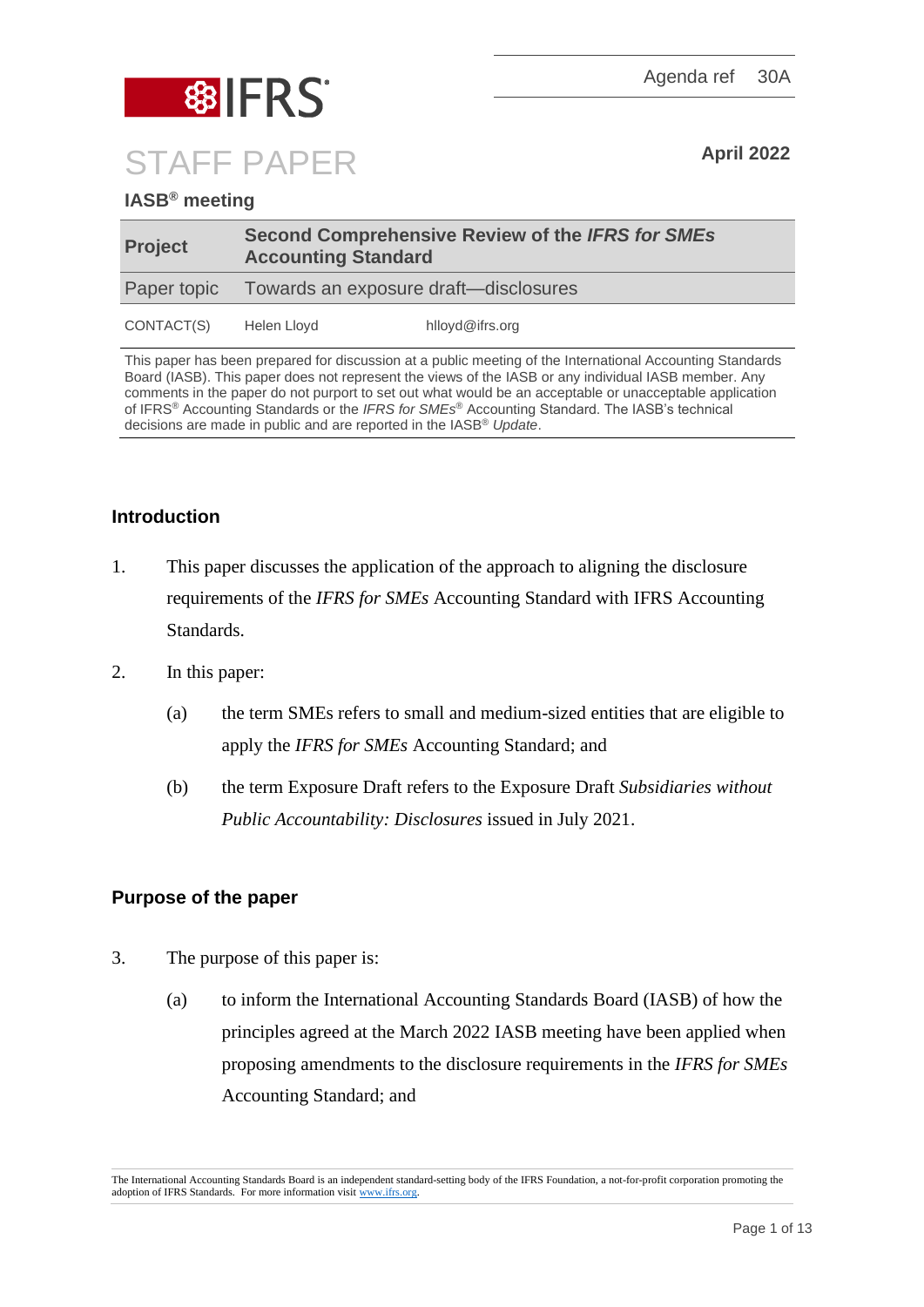Agenda ref 30A

# STAFF PAPER

**April 2022**

**IASB® meeting**

| **Project** | **Second Comprehensive Review of the *IFRS for SMEs* Accounting Standard** |
|---|---|
| Paper topic | Towards an exposure draft—disclosures |
| CONTACT(S) | Helen Lloyd hlloyd@ifrs.org |

This paper has been prepared for discussion at a public meeting of the International Accounting Standards Board (IASB). This paper does not represent the views of the IASB or any individual IASB member. Any comments in the paper do not purport to set out what would be an acceptable or unacceptable application of IFRS® Accounting Standards or the *IFRS for SMEs*® Accounting Standard. The IASB's technical decisions are made in public and are reported in the IASB® *Update*.

## Introduction

1. This paper discusses the application of the approach to aligning the disclosure requirements of the *IFRS for SMEs* Accounting Standard with IFRS Accounting Standards.

2. In this paper:

   (a) the term SMEs refers to small and medium-sized entities that are eligible to apply the *IFRS for SMEs* Accounting Standard; and

   (b) the term Exposure Draft refers to the Exposure Draft *Subsidiaries without Public Accountability: Disclosures* issued in July 2021.

## Purpose of the paper

3. The purpose of this paper is:

   (a) to inform the International Accounting Standards Board (IASB) of how the principles agreed at the March 2022 IASB meeting have been applied when proposing amendments to the disclosure requirements in the *IFRS for SMEs* Accounting Standard; and

The International Accounting Standards Board is an independent standard-setting body of the IFRS Foundation, a not-for-profit corporation promoting the adoption of IFRS Standards. For more information visit www.ifrs.org.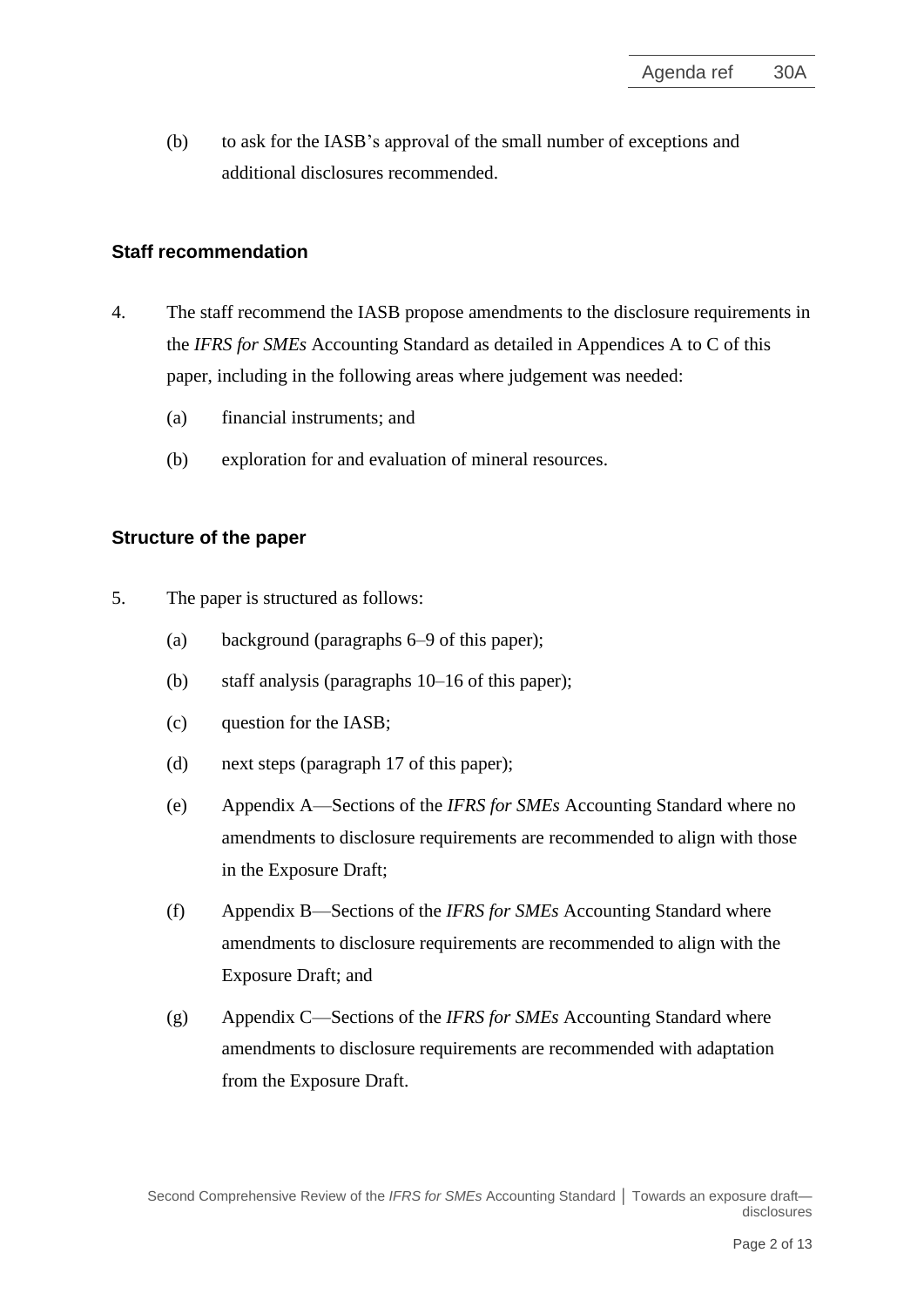(b) to ask for the IASB's approval of the small number of exceptions and additional disclosures recommended.

## Staff recommendation

4. The staff recommend the IASB propose amendments to the disclosure requirements in the *IFRS for SMEs* Accounting Standard as detailed in Appendices A to C of this paper, including in the following areas where judgement was needed:

   (a) financial instruments; and

   (b) exploration for and evaluation of mineral resources.

## Structure of the paper

5. The paper is structured as follows:

   (a) background (paragraphs 6–9 of this paper);

   (b) staff analysis (paragraphs 10–16 of this paper);

   (c) question for the IASB;

   (d) next steps (paragraph 17 of this paper);

   (e) Appendix A—Sections of the *IFRS for SMEs* Accounting Standard where no amendments to disclosure requirements are recommended to align with those in the Exposure Draft;

   (f) Appendix B—Sections of the *IFRS for SMEs* Accounting Standard where amendments to disclosure requirements are recommended to align with the Exposure Draft; and

   (g) Appendix C—Sections of the *IFRS for SMEs* Accounting Standard where amendments to disclosure requirements are recommended with adaptation from the Exposure Draft.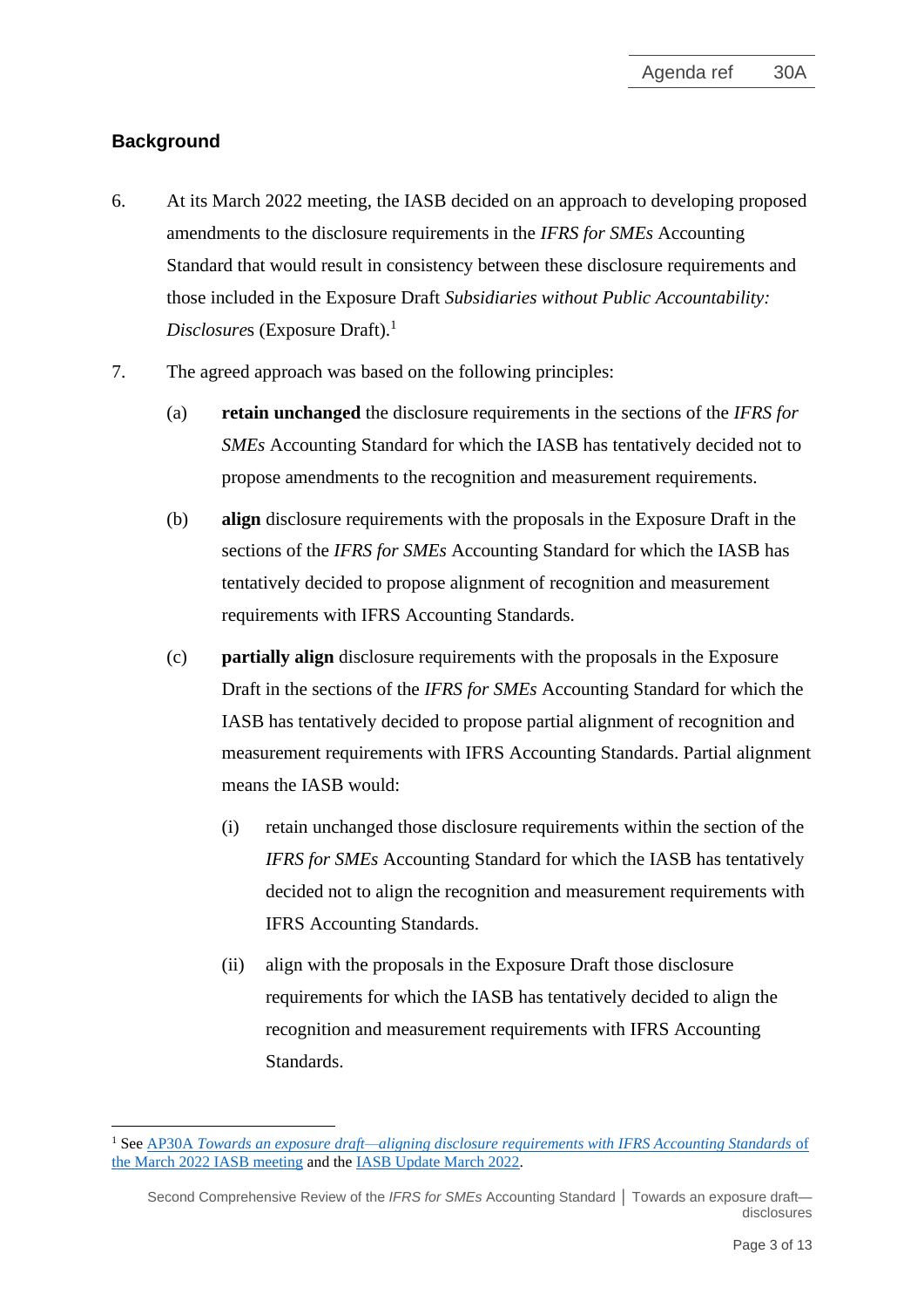## Background

6. At its March 2022 meeting, the IASB decided on an approach to developing proposed amendments to the disclosure requirements in the *IFRS for SMEs* Accounting Standard that would result in consistency between these disclosure requirements and those included in the Exposure Draft *Subsidiaries without Public Accountability: Disclosures* (Exposure Draft).[1]

7. The agreed approach was based on the following principles:

   (a) **retain unchanged** the disclosure requirements in the sections of the *IFRS for SMEs* Accounting Standard for which the IASB has tentatively decided not to propose amendments to the recognition and measurement requirements.

   (b) **align** disclosure requirements with the proposals in the Exposure Draft in the sections of the *IFRS for SMEs* Accounting Standard for which the IASB has tentatively decided to propose alignment of recognition and measurement requirements with IFRS Accounting Standards.

   (c) **partially align** disclosure requirements with the proposals in the Exposure Draft in the sections of the *IFRS for SMEs* Accounting Standard for which the IASB has tentatively decided to propose partial alignment of recognition and measurement requirements with IFRS Accounting Standards. Partial alignment means the IASB would:

      (i) retain unchanged those disclosure requirements within the section of the *IFRS for SMEs* Accounting Standard for which the IASB has tentatively decided not to align the recognition and measurement requirements with IFRS Accounting Standards.

      (ii) align with the proposals in the Exposure Draft those disclosure requirements for which the IASB has tentatively decided to align the recognition and measurement requirements with IFRS Accounting Standards.

---

[1] See AP30A *Towards an exposure draft—aligning disclosure requirements with IFRS Accounting Standards* of the March 2022 IASB meeting and the IASB Update March 2022.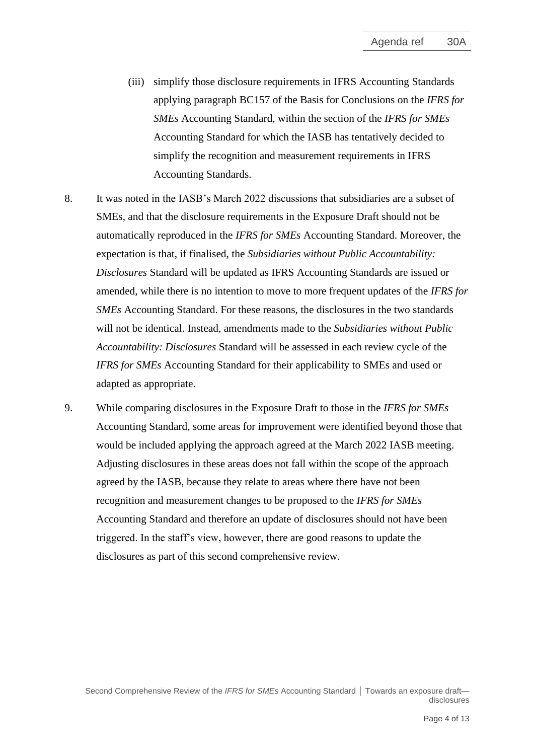(iii) simplify those disclosure requirements in IFRS Accounting Standards applying paragraph BC157 of the Basis for Conclusions on the *IFRS for SMEs* Accounting Standard, within the section of the *IFRS for SMEs* Accounting Standard for which the IASB has tentatively decided to simplify the recognition and measurement requirements in IFRS Accounting Standards.

8. It was noted in the IASB's March 2022 discussions that subsidiaries are a subset of SMEs, and that the disclosure requirements in the Exposure Draft should not be automatically reproduced in the *IFRS for SMEs* Accounting Standard. Moreover, the expectation is that, if finalised, the *Subsidiaries without Public Accountability: Disclosures* Standard will be updated as IFRS Accounting Standards are issued or amended, while there is no intention to move to more frequent updates of the *IFRS for SMEs* Accounting Standard. For these reasons, the disclosures in the two standards will not be identical. Instead, amendments made to the *Subsidiaries without Public Accountability: Disclosures* Standard will be assessed in each review cycle of the *IFRS for SMEs* Accounting Standard for their applicability to SMEs and used or adapted as appropriate.

9. While comparing disclosures in the Exposure Draft to those in the *IFRS for SMEs* Accounting Standard, some areas for improvement were identified beyond those that would be included applying the approach agreed at the March 2022 IASB meeting. Adjusting disclosures in these areas does not fall within the scope of the approach agreed by the IASB, because they relate to areas where there have not been recognition and measurement changes to be proposed to the *IFRS for SMEs* Accounting Standard and therefore an update of disclosures should not have been triggered. In the staff's view, however, there are good reasons to update the disclosures as part of this second comprehensive review.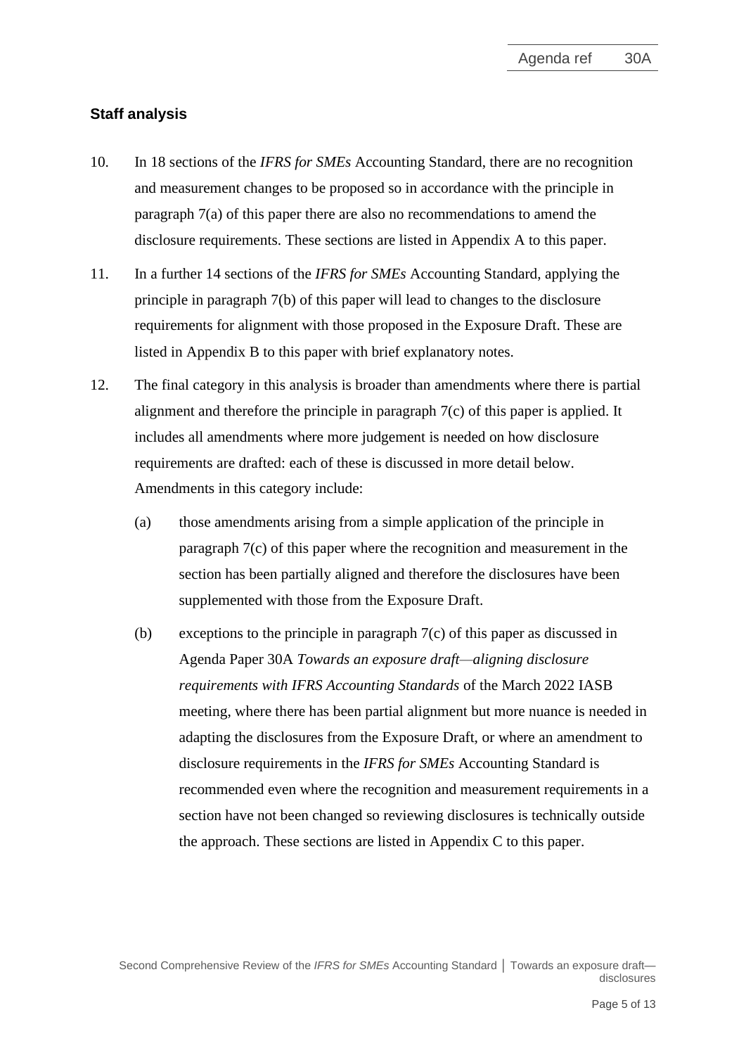## Staff analysis

10. In 18 sections of the *IFRS for SMEs* Accounting Standard, there are no recognition and measurement changes to be proposed so in accordance with the principle in paragraph 7(a) of this paper there are also no recommendations to amend the disclosure requirements. These sections are listed in Appendix A to this paper.

11. In a further 14 sections of the *IFRS for SMEs* Accounting Standard, applying the principle in paragraph 7(b) of this paper will lead to changes to the disclosure requirements for alignment with those proposed in the Exposure Draft. These are listed in Appendix B to this paper with brief explanatory notes.

12. The final category in this analysis is broader than amendments where there is partial alignment and therefore the principle in paragraph 7(c) of this paper is applied. It includes all amendments where more judgement is needed on how disclosure requirements are drafted: each of these is discussed in more detail below. Amendments in this category include:

    (a) those amendments arising from a simple application of the principle in paragraph 7(c) of this paper where the recognition and measurement in the section has been partially aligned and therefore the disclosures have been supplemented with those from the Exposure Draft.

    (b) exceptions to the principle in paragraph 7(c) of this paper as discussed in Agenda Paper 30A *Towards an exposure draft—aligning disclosure requirements with IFRS Accounting Standards* of the March 2022 IASB meeting, where there has been partial alignment but more nuance is needed in adapting the disclosures from the Exposure Draft, or where an amendment to disclosure requirements in the *IFRS for SMEs* Accounting Standard is recommended even where the recognition and measurement requirements in a section have not been changed so reviewing disclosures is technically outside the approach. These sections are listed in Appendix C to this paper.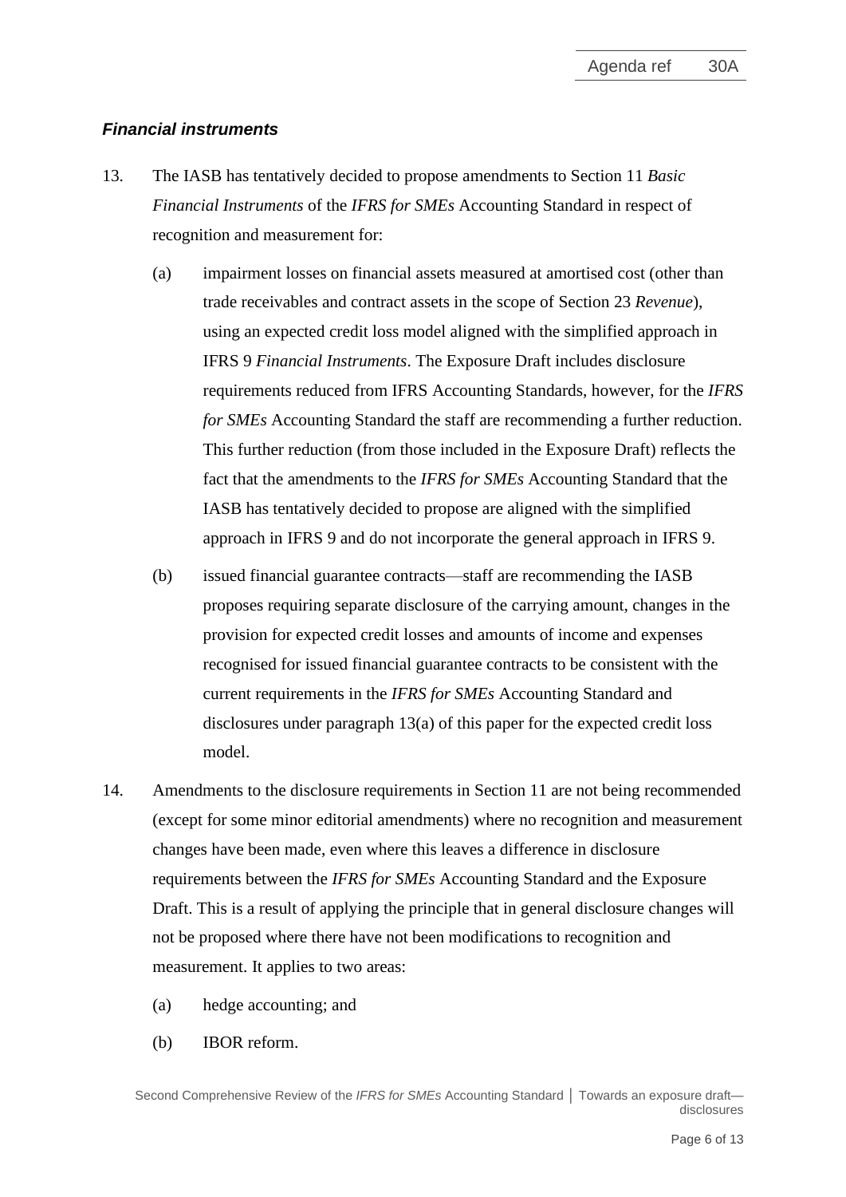### *Financial instruments*

13. The IASB has tentatively decided to propose amendments to Section 11 *Basic Financial Instruments* of the *IFRS for SMEs* Accounting Standard in respect of recognition and measurement for:

    (a) impairment losses on financial assets measured at amortised cost (other than trade receivables and contract assets in the scope of Section 23 *Revenue*), using an expected credit loss model aligned with the simplified approach in IFRS 9 *Financial Instruments*. The Exposure Draft includes disclosure requirements reduced from IFRS Accounting Standards, however, for the *IFRS for SMEs* Accounting Standard the staff are recommending a further reduction. This further reduction (from those included in the Exposure Draft) reflects the fact that the amendments to the *IFRS for SMEs* Accounting Standard that the IASB has tentatively decided to propose are aligned with the simplified approach in IFRS 9 and do not incorporate the general approach in IFRS 9.

    (b) issued financial guarantee contracts—staff are recommending the IASB proposes requiring separate disclosure of the carrying amount, changes in the provision for expected credit losses and amounts of income and expenses recognised for issued financial guarantee contracts to be consistent with the current requirements in the *IFRS for SMEs* Accounting Standard and disclosures under paragraph 13(a) of this paper for the expected credit loss model.

14. Amendments to the disclosure requirements in Section 11 are not being recommended (except for some minor editorial amendments) where no recognition and measurement changes have been made, even where this leaves a difference in disclosure requirements between the *IFRS for SMEs* Accounting Standard and the Exposure Draft. This is a result of applying the principle that in general disclosure changes will not be proposed where there have not been modifications to recognition and measurement. It applies to two areas:

    (a) hedge accounting; and

    (b) IBOR reform.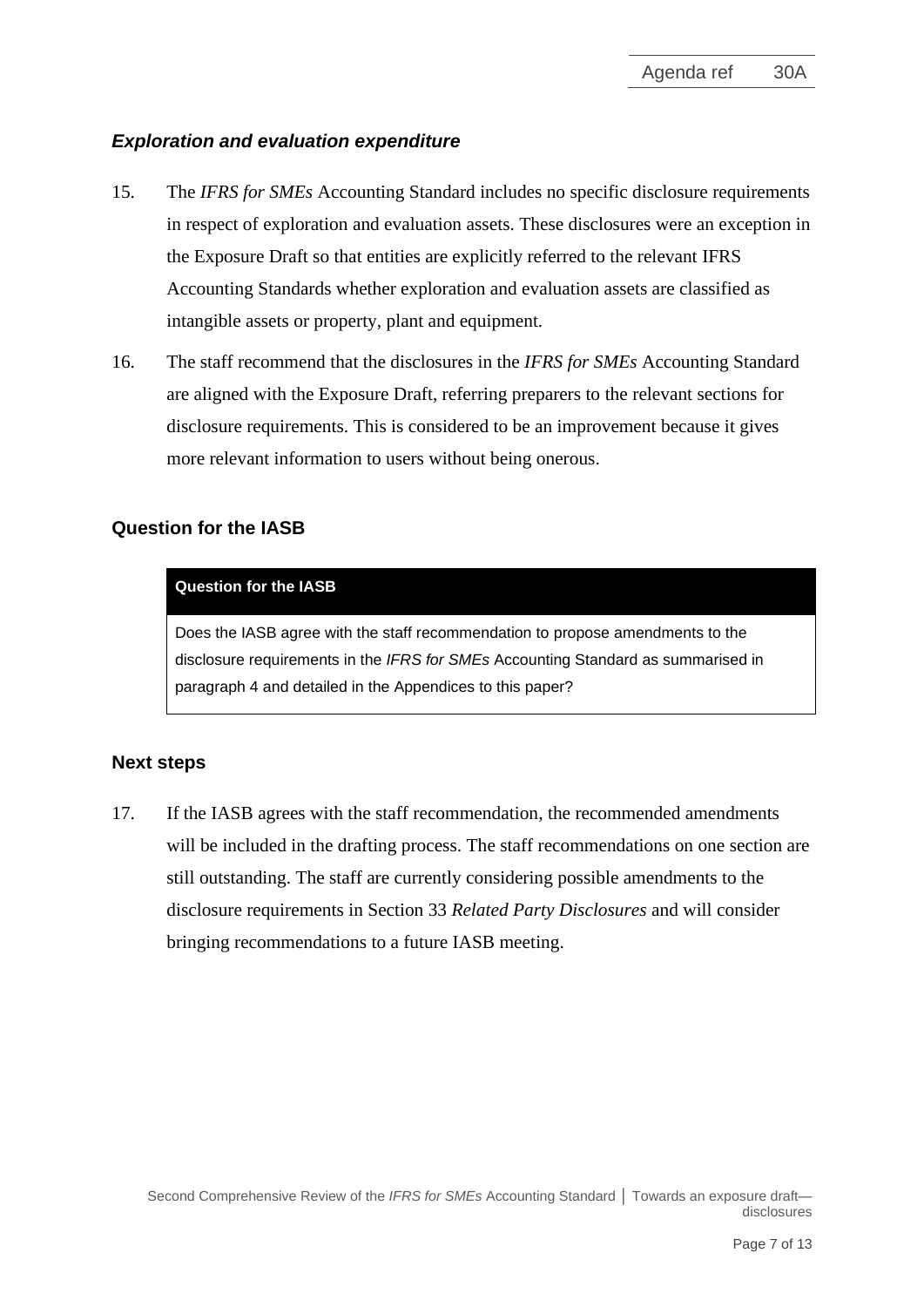### *Exploration and evaluation expenditure*

15. The *IFRS for SMEs* Accounting Standard includes no specific disclosure requirements in respect of exploration and evaluation assets. These disclosures were an exception in the Exposure Draft so that entities are explicitly referred to the relevant IFRS Accounting Standards whether exploration and evaluation assets are classified as intangible assets or property, plant and equipment.

16. The staff recommend that the disclosures in the *IFRS for SMEs* Accounting Standard are aligned with the Exposure Draft, referring preparers to the relevant sections for disclosure requirements. This is considered to be an improvement because it gives more relevant information to users without being onerous.

## Question for the IASB

| **Question for the IASB** |
|---|
| Does the IASB agree with the staff recommendation to propose amendments to the disclosure requirements in the *IFRS for SMEs* Accounting Standard as summarised in paragraph 4 and detailed in the Appendices to this paper? |

## Next steps

17. If the IASB agrees with the staff recommendation, the recommended amendments will be included in the drafting process. The staff recommendations on one section are still outstanding. The staff are currently considering possible amendments to the disclosure requirements in Section 33 *Related Party Disclosures* and will consider bringing recommendations to a future IASB meeting.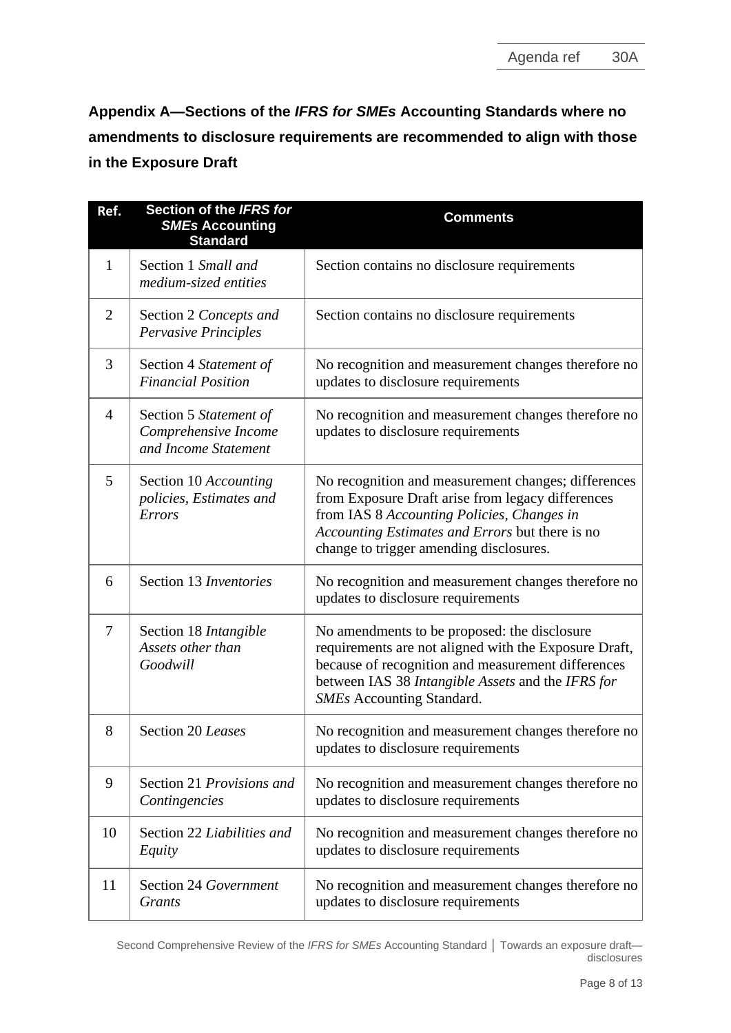## Appendix A—Sections of the *IFRS for SMEs* Accounting Standards where no amendments to disclosure requirements are recommended to align with those in the Exposure Draft

| Ref. | Section of the *IFRS for SMEs* Accounting Standard | Comments |
|---|---|---|
| 1 | Section 1 *Small and medium-sized entities* | Section contains no disclosure requirements |
| 2 | Section 2 *Concepts and Pervasive Principles* | Section contains no disclosure requirements |
| 3 | Section 4 *Statement of Financial Position* | No recognition and measurement changes therefore no updates to disclosure requirements |
| 4 | Section 5 *Statement of Comprehensive Income and Income Statement* | No recognition and measurement changes therefore no updates to disclosure requirements |
| 5 | Section 10 *Accounting policies, Estimates and Errors* | No recognition and measurement changes; differences from Exposure Draft arise from legacy differences from IAS 8 *Accounting Policies, Changes in Accounting Estimates and Errors* but there is no change to trigger amending disclosures. |
| 6 | Section 13 *Inventories* | No recognition and measurement changes therefore no updates to disclosure requirements |
| 7 | Section 18 *Intangible Assets other than Goodwill* | No amendments to be proposed: the disclosure requirements are not aligned with the Exposure Draft, because of recognition and measurement differences between IAS 38 *Intangible Assets* and the *IFRS for SMEs* Accounting Standard. |
| 8 | Section 20 *Leases* | No recognition and measurement changes therefore no updates to disclosure requirements |
| 9 | Section 21 *Provisions and Contingencies* | No recognition and measurement changes therefore no updates to disclosure requirements |
| 10 | Section 22 *Liabilities and Equity* | No recognition and measurement changes therefore no updates to disclosure requirements |
| 11 | Section 24 *Government Grants* | No recognition and measurement changes therefore no updates to disclosure requirements |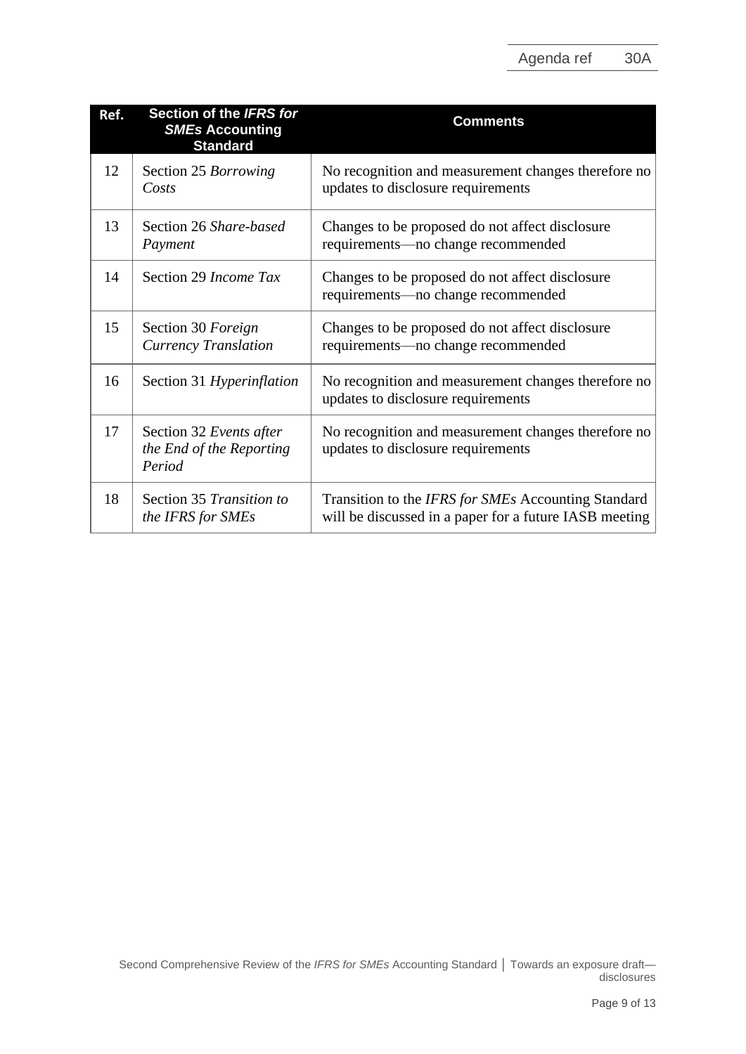| Ref. | Section of the *IFRS for SMEs* Accounting Standard | Comments |
|---|---|---|
| 12 | Section 25 *Borrowing Costs* | No recognition and measurement changes therefore no updates to disclosure requirements |
| 13 | Section 26 *Share-based Payment* | Changes to be proposed do not affect disclosure requirements—no change recommended |
| 14 | Section 29 *Income Tax* | Changes to be proposed do not affect disclosure requirements—no change recommended |
| 15 | Section 30 *Foreign Currency Translation* | Changes to be proposed do not affect disclosure requirements—no change recommended |
| 16 | Section 31 *Hyperinflation* | No recognition and measurement changes therefore no updates to disclosure requirements |
| 17 | Section 32 *Events after the End of the Reporting Period* | No recognition and measurement changes therefore no updates to disclosure requirements |
| 18 | Section 35 *Transition to the IFRS for SMEs* | Transition to the *IFRS for SMEs* Accounting Standard will be discussed in a paper for a future IASB meeting |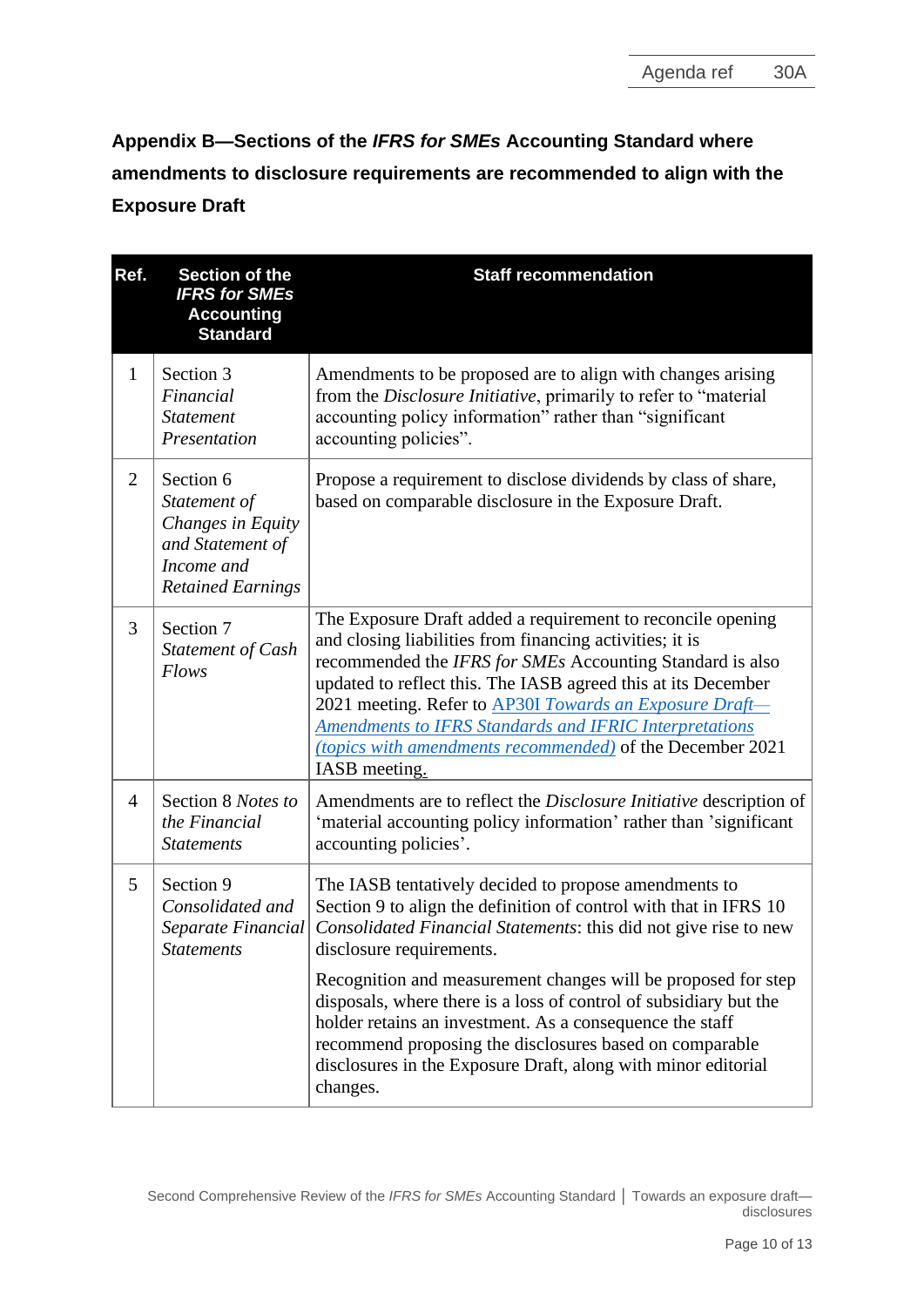## Appendix B—Sections of the *IFRS for SMEs* Accounting Standard where amendments to disclosure requirements are recommended to align with the Exposure Draft

| Ref. | Section of the *IFRS for SMEs* Accounting Standard | Staff recommendation |
|---|---|---|
| 1 | Section 3 *Financial Statement Presentation* | Amendments to be proposed are to align with changes arising from the *Disclosure Initiative*, primarily to refer to "material accounting policy information" rather than "significant accounting policies". |
| 2 | Section 6 *Statement of Changes in Equity and Statement of Income and Retained Earnings* | Propose a requirement to disclose dividends by class of share, based on comparable disclosure in the Exposure Draft. |
| 3 | Section 7 *Statement of Cash Flows* | The Exposure Draft added a requirement to reconcile opening and closing liabilities from financing activities; it is recommended the *IFRS for SMEs* Accounting Standard is also updated to reflect this. The IASB agreed this at its December 2021 meeting. Refer to AP30I *Towards an Exposure Draft—Amendments to IFRS Standards and IFRIC Interpretations (topics with amendments recommended)* of the December 2021 IASB meeting. |
| 4 | Section 8 *Notes to the Financial Statements* | Amendments are to reflect the *Disclosure Initiative* description of 'material accounting policy information' rather than 'significant accounting policies'. |
| 5 | Section 9 *Consolidated and Separate Financial Statements* | The IASB tentatively decided to propose amendments to Section 9 to align the definition of control with that in IFRS 10 *Consolidated Financial Statements*: this did not give rise to new disclosure requirements.<br><br>Recognition and measurement changes will be proposed for step disposals, where there is a loss of control of subsidiary but the holder retains an investment. As a consequence the staff recommend proposing the disclosures based on comparable disclosures in the Exposure Draft, along with minor editorial changes. |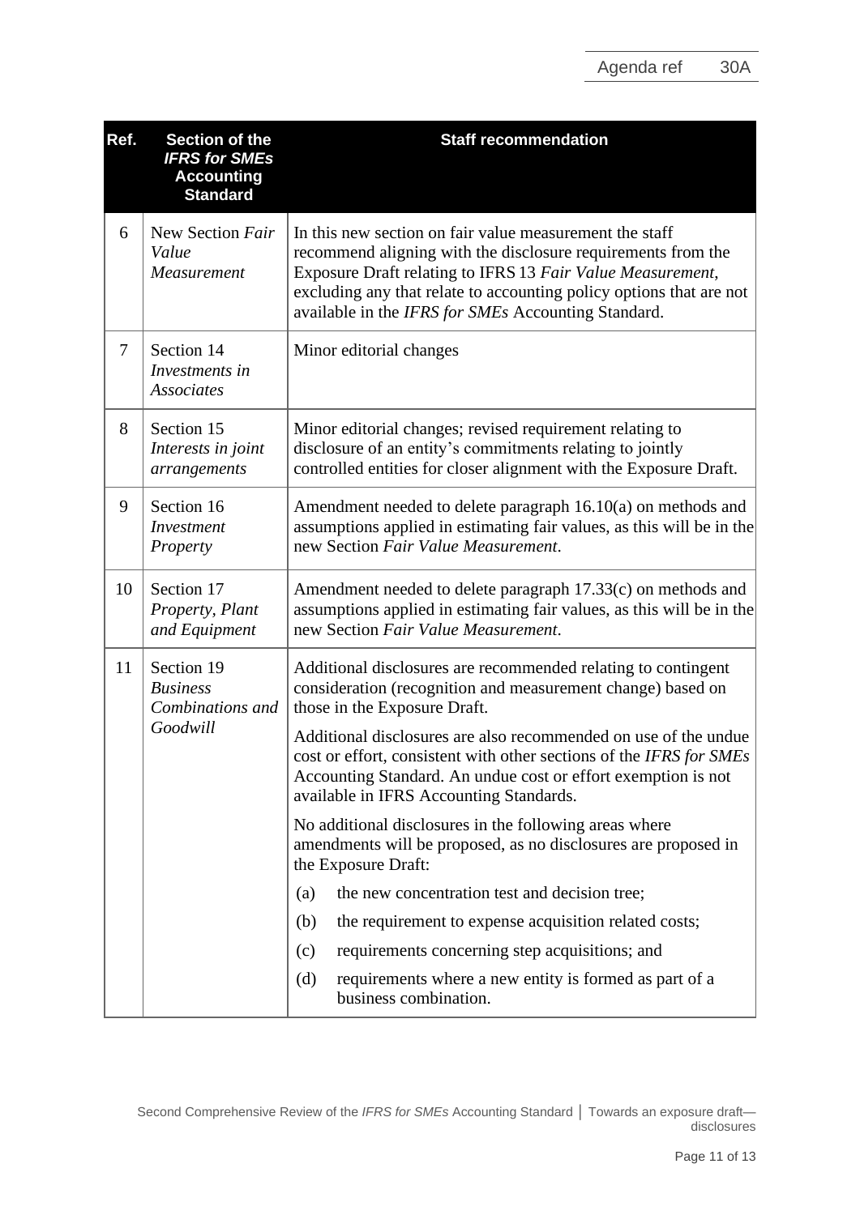| Ref. | Section of the *IFRS for SMEs* Accounting Standard | Staff recommendation |
|---|---|---|
| 6 | New Section *Fair Value Measurement* | In this new section on fair value measurement the staff recommend aligning with the disclosure requirements from the Exposure Draft relating to IFRS 13 *Fair Value Measurement*, excluding any that relate to accounting policy options that are not available in the *IFRS for SMEs* Accounting Standard. |
| 7 | Section 14 *Investments in Associates* | Minor editorial changes |
| 8 | Section 15 *Interests in joint arrangements* | Minor editorial changes; revised requirement relating to disclosure of an entity's commitments relating to jointly controlled entities for closer alignment with the Exposure Draft. |
| 9 | Section 16 *Investment Property* | Amendment needed to delete paragraph 16.10(a) on methods and assumptions applied in estimating fair values, as this will be in the new Section *Fair Value Measurement*. |
| 10 | Section 17 *Property, Plant and Equipment* | Amendment needed to delete paragraph 17.33(c) on methods and assumptions applied in estimating fair values, as this will be in the new Section *Fair Value Measurement*. |
| 11 | Section 19 *Business Combinations and Goodwill* | Additional disclosures are recommended relating to contingent consideration (recognition and measurement change) based on those in the Exposure Draft.<br><br>Additional disclosures are also recommended on use of the undue cost or effort, consistent with other sections of the *IFRS for SMEs* Accounting Standard. An undue cost or effort exemption is not available in IFRS Accounting Standards.<br><br>No additional disclosures in the following areas where amendments will be proposed, as no disclosures are proposed in the Exposure Draft:<br>(a) the new concentration test and decision tree;<br>(b) the requirement to expense acquisition related costs;<br>(c) requirements concerning step acquisitions; and<br>(d) requirements where a new entity is formed as part of a business combination. |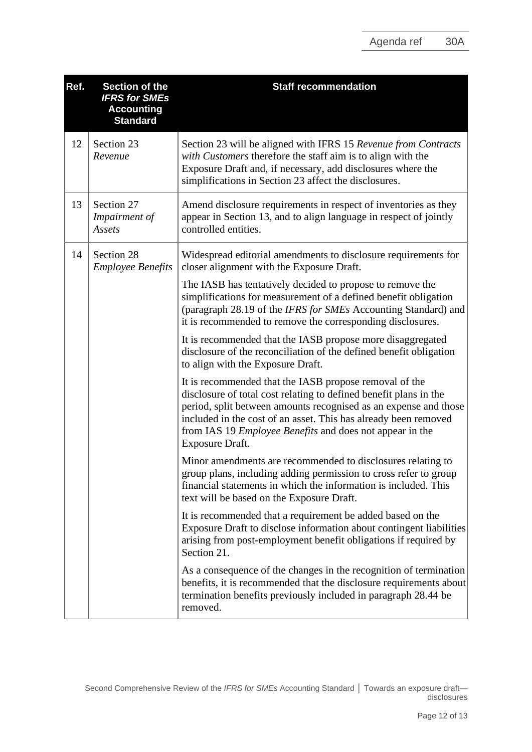| Ref. | Section of the *IFRS for SMEs* Accounting Standard | Staff recommendation |
|---|---|---|
| 12 | Section 23 *Revenue* | Section 23 will be aligned with IFRS 15 *Revenue from Contracts with Customers* therefore the staff aim is to align with the Exposure Draft and, if necessary, add disclosures where the simplifications in Section 23 affect the disclosures. |
| 13 | Section 27 *Impairment of Assets* | Amend disclosure requirements in respect of inventories as they appear in Section 13, and to align language in respect of jointly controlled entities. |
| 14 | Section 28 *Employee Benefits* | Widespread editorial amendments to disclosure requirements for closer alignment with the Exposure Draft.<br><br>The IASB has tentatively decided to propose to remove the simplifications for measurement of a defined benefit obligation (paragraph 28.19 of the *IFRS for SMEs* Accounting Standard) and it is recommended to remove the corresponding disclosures.<br><br>It is recommended that the IASB propose more disaggregated disclosure of the reconciliation of the defined benefit obligation to align with the Exposure Draft.<br><br>It is recommended that the IASB propose removal of the disclosure of total cost relating to defined benefit plans in the period, split between amounts recognised as an expense and those included in the cost of an asset. This has already been removed from IAS 19 *Employee Benefits* and does not appear in the Exposure Draft.<br><br>Minor amendments are recommended to disclosures relating to group plans, including adding permission to cross refer to group financial statements in which the information is included. This text will be based on the Exposure Draft.<br><br>It is recommended that a requirement be added based on the Exposure Draft to disclose information about contingent liabilities arising from post-employment benefit obligations if required by Section 21.<br><br>As a consequence of the changes in the recognition of termination benefits, it is recommended that the disclosure requirements about termination benefits previously included in paragraph 28.44 be removed. |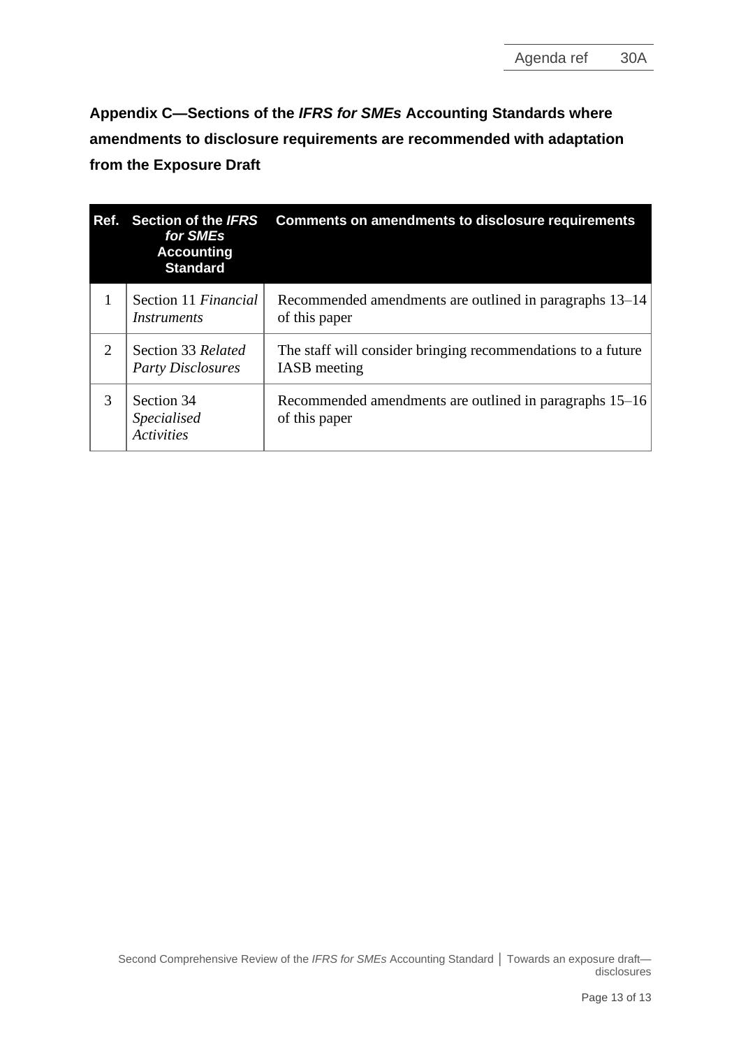## Appendix C—Sections of the *IFRS for SMEs* Accounting Standards where amendments to disclosure requirements are recommended with adaptation from the Exposure Draft

| Ref. | Section of the *IFRS for SMEs* Accounting Standard | Comments on amendments to disclosure requirements |
|---|---|---|
| 1 | Section 11 *Financial Instruments* | Recommended amendments are outlined in paragraphs 13–14 of this paper |
| 2 | Section 33 *Related Party Disclosures* | The staff will consider bringing recommendations to a future IASB meeting |
| 3 | Section 34 *Specialised Activities* | Recommended amendments are outlined in paragraphs 15–16 of this paper |